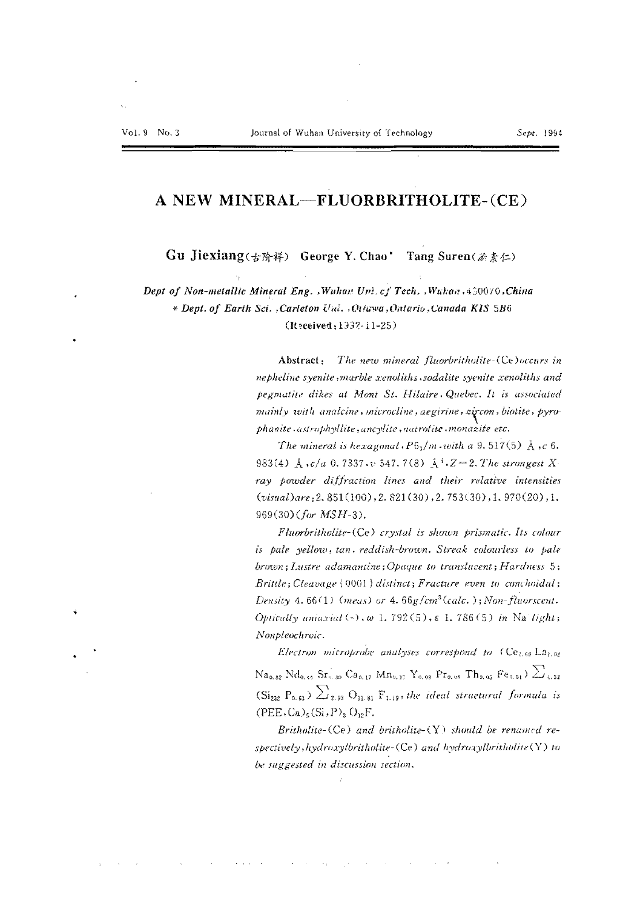# A NEW MINERAL—FLUORBRITHOLITE-(CE)

**Gu Jiexiang(古阶祥) George Y. Chao* Tang Suren(汤素仁)**

*Dept of Non-metallic Mineral Eng., Wuhan Uni. of Tech., Wuhan, 430070, China*
*\* Dept. of Earth Sci., Carleton Uni., Ottawa, Ontario, Canada K1S 5B6*
(Received: 1992-11-25)

**Abstract:** *The new mineral fluorbritholite-(Ce) occurs in nepheline syenite, marble xenoliths, sodalite syenite xenoliths and pegmatite dikes at Mont St. Hilaire, Quebec. It is associated mainly with analcine, microcline, aegirine, zircon, biotite, pyrophanite, astrophyllite, ancylite, natrolite, monazite etc.*

*The mineral is hexagonal, $P6_3/m$, with a 9.517(5) Å, c 6.983(4) Å, c/a 0.7337, v 547.7(8) $Å^3$, Z=2. The strongest X-ray powder diffraction lines and their relative intensities (visual) are: 2.851(100), 2.821(30), 2.753(30), 1.970(20), 1.969(30) (for MSH-3).*

*Fluorbritholite-(Ce) crystal is shown prismatic. Its colour is pale yellow, tan, reddish-brown. Streak colourless to pale brown; Lustre adamantine; Opaque to translucent; Hardness 5; Brittle; Cleavage {0001} distinct; Fracture even to conchoidal; Density 4.66(1) (meas) or 4.66 $g/cm^3$ (calc.); Non-fluorscent. Optically uniaxial (-), ω 1.792(5), ε 1.786(5) in Na light; Nonpleochroic.*

*Electron microprobe analyses correspond to* $(Ce_{1.69}La_{1.02}Na_{0.82}Nd_{0.50}Sr_{0.30}Ca_{0.17}Mn_{0.17}Y_{0.09}Pr_{0.06}Th_{0.05}Fe_{0.01})\sum_{4.88}(Si_{2.32}P_{0.61})\sum_{2.93}O_{11.81}F_{1.19}$, *the ideal structural formula is* $(REE,Ca)_5(Si,P)_3O_{12}F$.

*Britholite-(Ce) and britholite-(Y) should be renamed respectively, hydroxylbritholite-(Ce) and hydroxylbritholite(Y) to be suggested in discussion section.*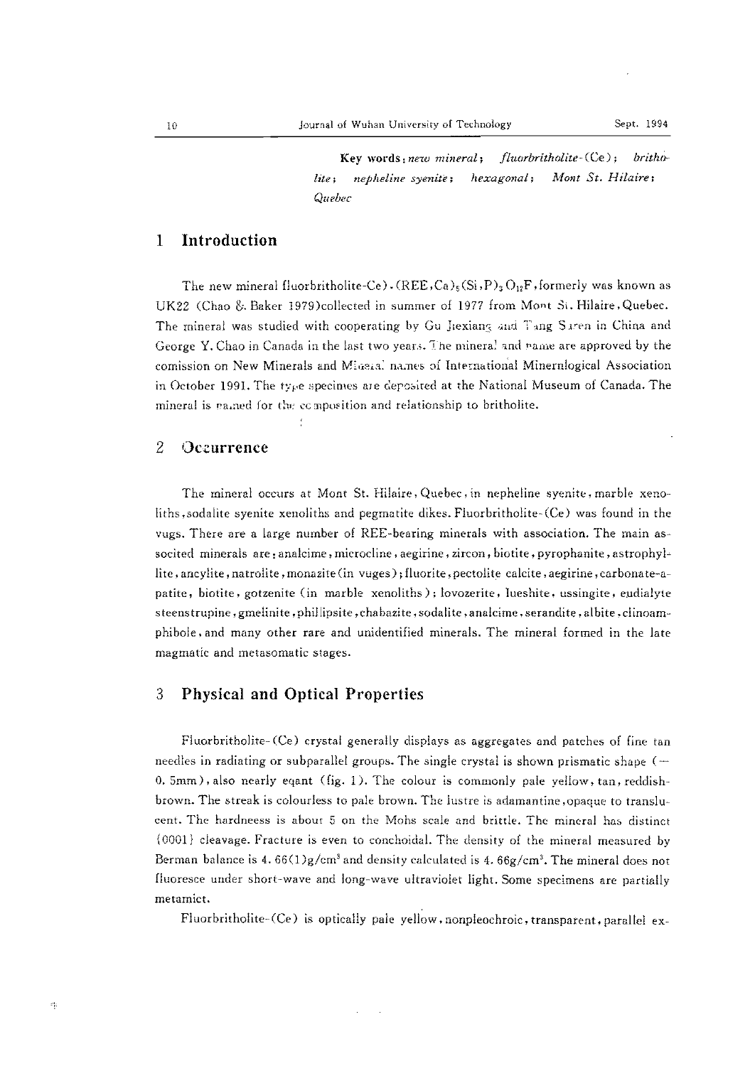**Key words**: *new mineral*; *fluorbritholite*-(Ce); *britholite*; *nepheline syenite*; *hexagonal*; *Mont St. Hilaire*; *Quebec*

## 1 Introduction

The new mineral fluorbritholite-Ce), $(REE,Ca)_5(Si,P)_3O_{12}F$, formerly was known as UK22 (Chao & Baker 1979) collected in summer of 1977 from Mont St. Hilaire, Quebec. The mineral was studied with cooperating by Gu Jiexiang and Tang Saren in China and George Y. Chao in Canada in the last two years. The mineral and name are approved by the comission on New Minerals and Mineral names of International Minernlogical Association in October 1991. The type specimes are deposited at the National Museum of Canada. The mineral is named for the composition and relationship to britholite.

## 2 Occurrence

The mineral occurs at Mont St. Hilaire, Quebec, in nepheline syenite, marble xenoliths, sodalite syenite xenoliths and pegmatite dikes. Fluorbritholite-(Ce) was found in the vugs. There are a large number of REE-bearing minerals with association. The main associted minerals are: analcime, microcline, aegirine, zircon, biotite, pyrophanite, astrophyllite, ancylite, natrolite, monazite (in vuges); fluorite, pectolite calcite, aegirine, carbonate-apatite, biotite, gotzenite (in marble xenoliths); lovozerite, lueshite, ussingite, eudialyte steenstrupine, gmelinite, phillipsite, chabazite, sodalite, analcime, serandite, albite, clinoamphibole, and many other rare and unidentified minerals. The mineral formed in the late magmatic and metasomatic stages.

## 3 Physical and Optical Properties

Fluorbritholite-(Ce) crystal generally displays as aggregates and patches of fine tan needles in radiating or subparallel groups. The single crystal is shown prismatic shape (~0.5mm), also nearly eqant (fig. 1). The colour is commonly pale yellow, tan, reddish-brown. The streak is colourless to pale brown. The lustre is adamantine, opaque to translucent. The hardneess is about 5 on the Mohs scale and brittle. The mineral has distinct {0001} cleavage. Fracture is even to conchoidal. The density of the mineral measured by Berman balance is 4.66(1)g/$cm^3$ and density calculated is 4.66g/$cm^3$. The mineral does not fluoresce under short-wave and long-wave ultraviolet light. Some specimens are partially metamict.

Fluorbritholite-(Ce) is optically pale yellow, nonpleochroic, transparent, parallel ex-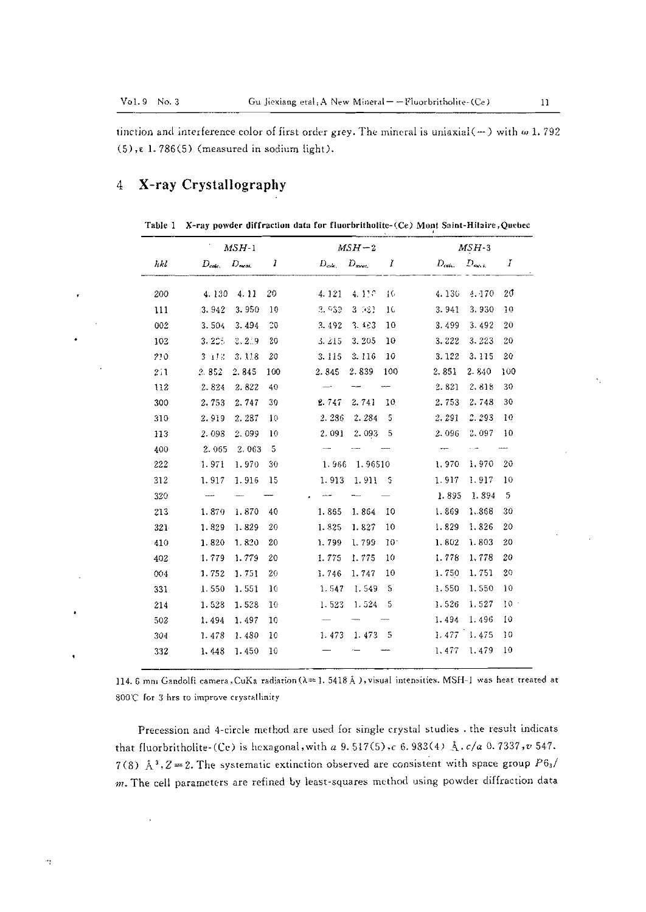tinction and interference color of first order grey. The mineral is uniaxial(−) with $\omega$ 1.792 (5), $\varepsilon$ 1.786(5) (measured in sodium light).

## 4 X-ray Crystallography

**Table 1 X-ray powder diffraction data for fluorbritholite-(Ce) Mont Saint-Hilaire, Quebec**

| | MSH-1 | | | MSH-2 | | | MSH-3 | | |
|---|---|---|---|---|---|---|---|---|---|
| hkl | $D_{calc.}$ | $D_{meas.}$ | I | $D_{calc.}$ | $D_{meas.}$ | I | $D_{calc.}$ | $D_{meas.}$ | I |
| 200 | 4.130 | 4.11 | 20 | 4.121 | 4.110 | 10 | 4.130 | 4.170 | 20 |
| 111 | 3.942 | 3.950 | 10 | 3.939 | 3.931 | 10 | 3.941 | 3.930 | 10 |
| 002 | 3.504 | 3.494 | 20 | 3.492 | 3.483 | 10 | 3.499 | 3.492 | 20 |
| 102 | 3.225 | 3.219 | 20 | 3.215 | 3.205 | 10 | 3.222 | 3.223 | 20 |
| 210 | 3.118 | 3.118 | 20 | 3.115 | 3.116 | 10 | 3.122 | 3.115 | 20 |
| 211 | 2.852 | 2.845 | 100 | 2.845 | 2.839 | 100 | 2.851 | 2.840 | 100 |
| 112 | 2.824 | 2.822 | 40 | — | — | — | 2.821 | 2.818 | 30 |
| 300 | 2.753 | 2.747 | 30 | 2.747 | 2.741 | 10 | 2.753 | 2.748 | 30 |
| 310 | 2.919 | 2.287 | 10 | 2.286 | 2.284 | 5 | 2.291 | 2.293 | 10 |
| 113 | 2.098 | 2.099 | 10 | 2.091 | 2.093 | 5 | 2.096 | 2.097 | 10 |
| 400 | 2.065 | 2.063 | 5 | — | — | — | — | — | — |
| 222 | 1.971 | 1.970 | 30 | 1.966 | 1.965 | 10 | 1.970 | 1.970 | 20 |
| 312 | 1.917 | 1.916 | 15 | 1.913 | 1.911 | 5 | 1.917 | 1.917 | 10 |
| 320 | — | — | — | — | — | — | 1.895 | 1.894 | 5 |
| 213 | 1.870 | 1.870 | 40 | 1.865 | 1.864 | 10 | 1.869 | 1.868 | 30 |
| 321 | 1.829 | 1.829 | 20 | 1.825 | 1.827 | 10 | 1.829 | 1.826 | 20 |
| 410 | 1.820 | 1.820 | 20 | 1.799 | 1.799 | 10 | 1.802 | 1.803 | 20 |
| 402 | 1.779 | 1.779 | 20 | 1.775 | 1.775 | 10 | 1.778 | 1.778 | 20 |
| 004 | 1.752 | 1.751 | 20 | 1.746 | 1.747 | 10 | 1.750 | 1.751 | 20 |
| 331 | 1.550 | 1.551 | 10 | 1.547 | 1.549 | 5 | 1.550 | 1.550 | 10 |
| 214 | 1.528 | 1.528 | 10 | 1.523 | 1.524 | 5 | 1.526 | 1.527 | 10 |
| 502 | 1.494 | 1.497 | 10 | — | — | — | 1.494 | 1.496 | 10 |
| 304 | 1.478 | 1.480 | 10 | 1.473 | 1.473 | 5 | 1.477 | 1.475 | 10 |
| 332 | 1.448 | 1.450 | 10 | — | — | — | 1.477 | 1.479 | 10 |

114.6 mm Gandolfi camera, CuKa radiation ($\lambda$=1.5418 Å), visual intensities. MSH-1 was heat treated at 800℃ for 3 hrs to improve crystallinity

Precession and 4-circle method are used for single crystal studies. the result indicats that fluorbritholite-(Ce) is hexagonal, with $a$ 9.517(5), $c$ 6.983(4) Å, $c/a$ 0.7337, $v$ 547.7(8) Å$^3$, $Z$=2. The systematic extinction observed are consistent with space group $P6_3/m$. The cell parameters are refined by least-squares method using powder diffraction data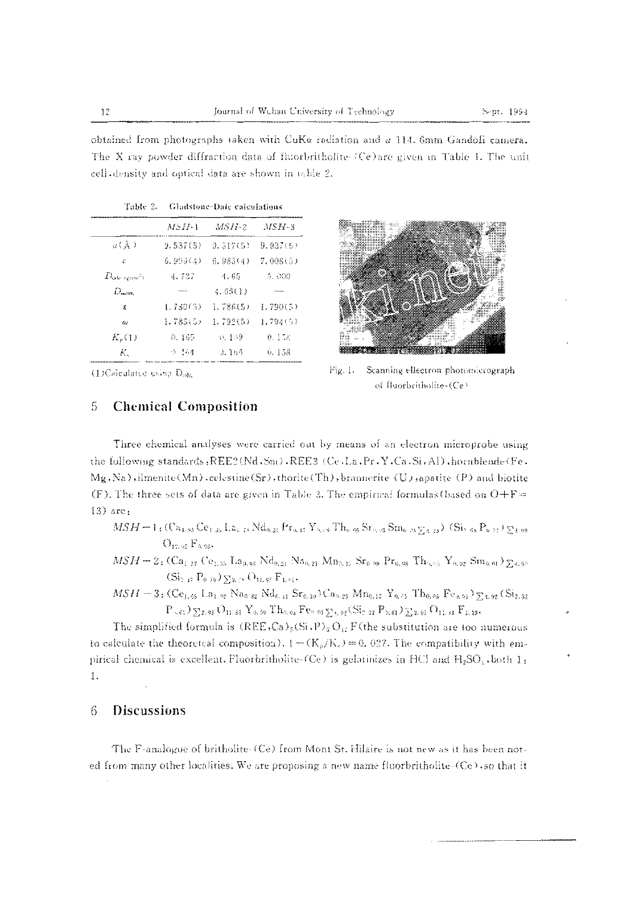obtained from photographs taken with CuK$\alpha$ radiation and a 114.6mm Gandolfi camera. The X ray powder diffraction data of fluorbritholite-(Ce) are given in Table 1. The unit cell, density and optical data are shown in table 2.

Table 2. Gladstone-Dale calculations

| | MSH-1 | MSH-2 | MSH-3 |
|---|---|---|---|
| $a$(Å) | 9.537(5) | 9.517(5) | 9.937(5) |
| $c$ | 6.959(4) | 6.983(4) | 7.008(5) |
| $D_{calc}$ (g/cm³) | 4.737 | 4.65 | 5.000 |
| $D_{meas.}$ | — | 4.68(1) | — |
| $\varepsilon$ | 1.750(5) | 1.786(5) | 1.790(5) |
| $\omega$ | 1.785(5) | 1.792(5) | 1.794(5) |
| $K_p$(1) | 0.165 | 0.159 | 0.152 |
| $K_c$ | 0.164 | 0.166 | 0.158 |

(1) Calculated using $D_{calc}$

Fig. 1. Scanning electron photomicrograph of fluorbritholite-(Ce)

## 5 Chemical Composition

Three chemical analyses were carried out by means of an electron microprobe using the following standards: REE2 (Nd, Sm), REE3 (Ce, La, Pr, Y, Ca, Si, Al), hornblende (Fe, Mg, Na), ilmenite (Mn), celestine (Sr), thorite (Th), brannerite (U), apatite (P) and biotite (F). The three sets of data are given in Table 3. The empirical formulas (based on O+F = 13) are:

$MSH-1$: $(Ca_{1.93}Ce_{1.35}La_{0.76}Nd_{0.31}Pr_{0.17}Y_{0.19}Th_{0.06}Sr_{0.03}Sm_{0.03})_{\Sigma 4.73}(Si_{2.65}P_{0.31})_{\Sigma 2.99}O_{12.02}F_{0.98}$.

$MSH-2$: $(Ca_{1.77}Ce_{1.55}La_{0.96}Nd_{0.21}Na_{0.21}Mn_{0.11}Sr_{0.09}Pr_{0.08}Th_{0.03}Y_{0.02}Sm_{0.01})_{\Sigma 4.93}(Si_{2.17}P_{0.79})_{\Sigma 2.96}O_{11.95}F_{1.05}$.

$MSH-3$: $(Ce_{1.65}La_{1.02}Na_{0.82}Nd_{0.41}Sr_{0.30})Ca_{0.29}Mn_{0.17}Y_{0.05}Th_{0.05}Fe_{0.01})_{\Sigma 4.92}(Si_{2.32}P_{0.61})_{\Sigma 2.93}O_{11.81}Y_{0.05}Th_{0.05}Fe_{0.01})_{\Sigma 4.92}(Si_{2.32}P_{0.61})_{\Sigma 2.93}O_{11.81}F_{1.19}$.

The simplified formula is $(REE,Ca)_5(Si,P)_3O_{12}F$ (the substitution are too numerous to calculate the theoretical composition). $1-(K_p/K_c) = 0.027$. The compatibility with empirical chemical is excellent. Fluorbritholite-(Ce) is gelatinizes in HCl and $H_2SO_4$, both 1:1.

## 6 Discussions

The F-analogue of britholite-(Ce) from Mont St. Hilaire is not new as it has been noted from many other localities. We are proposing a new name fluorbritholite-(Ce), so that it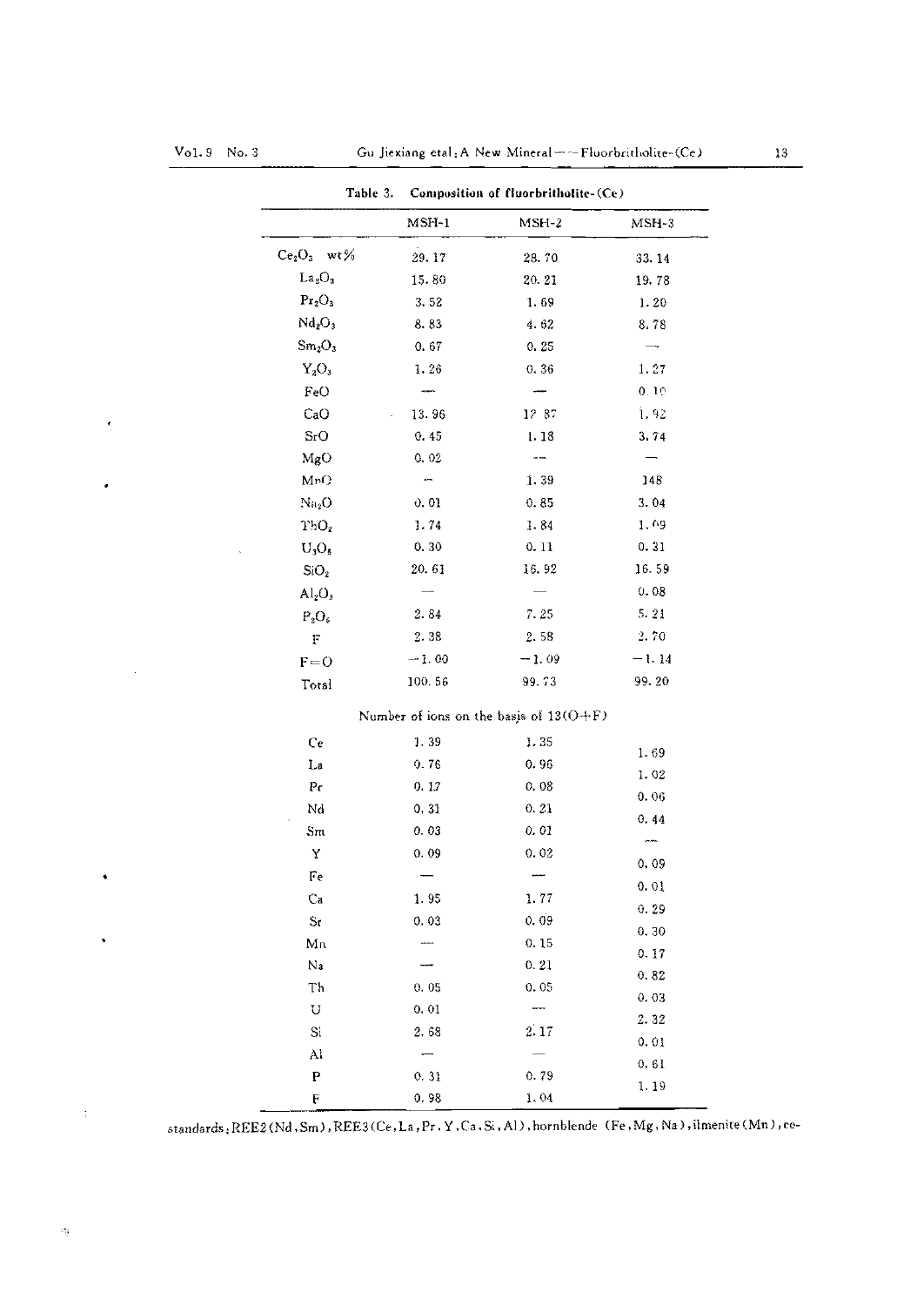Table 3. Composition of fluorbritholite-(Ce)

| | MSH-1 | MSH-2 | MSH-3 |
|---|---|---|---|
| $Ce_2O_3$ wt% | 29.17 | 28.70 | 33.14 |
| $La_2O_3$ | 15.80 | 20.21 | 19.78 |
| $Pr_2O_3$ | 3.52 | 1.69 | 1.20 |
| $Nd_2O_3$ | 8.83 | 4.62 | 8.78 |
| $Sm_2O_3$ | 0.67 | 0.25 | — |
| $Y_2O_3$ | 1.26 | 0.36 | 1.27 |
| FeO | — | — | 0.10 |
| CaO | 13.96 | 12.87 | 1.92 |
| SrO | 0.45 | 1.18 | 3.74 |
| MgO | 0.02 | — | — |
| MnO | — | 1.39 | 1.48 |
| $Na_2O$ | 0.01 | 0.85 | 3.04 |
| $ThO_2$ | 1.74 | 1.84 | 1.69 |
| $U_3O_8$ | 0.30 | 0.11 | 0.31 |
| $SiO_2$ | 20.61 | 16.92 | 16.59 |
| $Al_2O_3$ | — | — | 0.08 |
| $P_2O_5$ | 2.84 | 7.25 | 5.21 |
| F | 2.38 | 2.58 | 2.70 |
| F=O | −1.00 | −1.09 | −1.14 |
| Total | 100.56 | 99.73 | 99.20 |
| Number of ions on the basis of 13(O+F) | | | |
| Ce | 1.39 | 1.35 | 1.69 |
| La | 0.76 | 0.96 | 1.02 |
| Pr | 0.17 | 0.08 | 0.06 |
| Nd | 0.31 | 0.21 | 0.44 |
| Sm | 0.03 | 0.01 | — |
| Y | 0.09 | 0.02 | 0.09 |
| Fe | — | — | 0.01 |
| Ca | 1.95 | 1.77 | 0.29 |
| Sr | 0.03 | 0.09 | 0.30 |
| Mn | — | 0.15 | 0.17 |
| Na | — | 0.21 | 0.82 |
| Th | 0.05 | 0.05 | 0.03 |
| U | 0.01 | — | |
| Si | 2.68 | 2.17 | 2.32 |
| Al | — | — | 0.01 |
| P | 0.31 | 0.79 | 0.61 |
| F | 0.98 | 1.04 | 1.19 |

standards: REE2(Nd, Sm), REE3(Ce, La, Pr, Y, Ca, Si, Al), hornblende (Fe, Mg, Na), ilmenite (Mn), ce-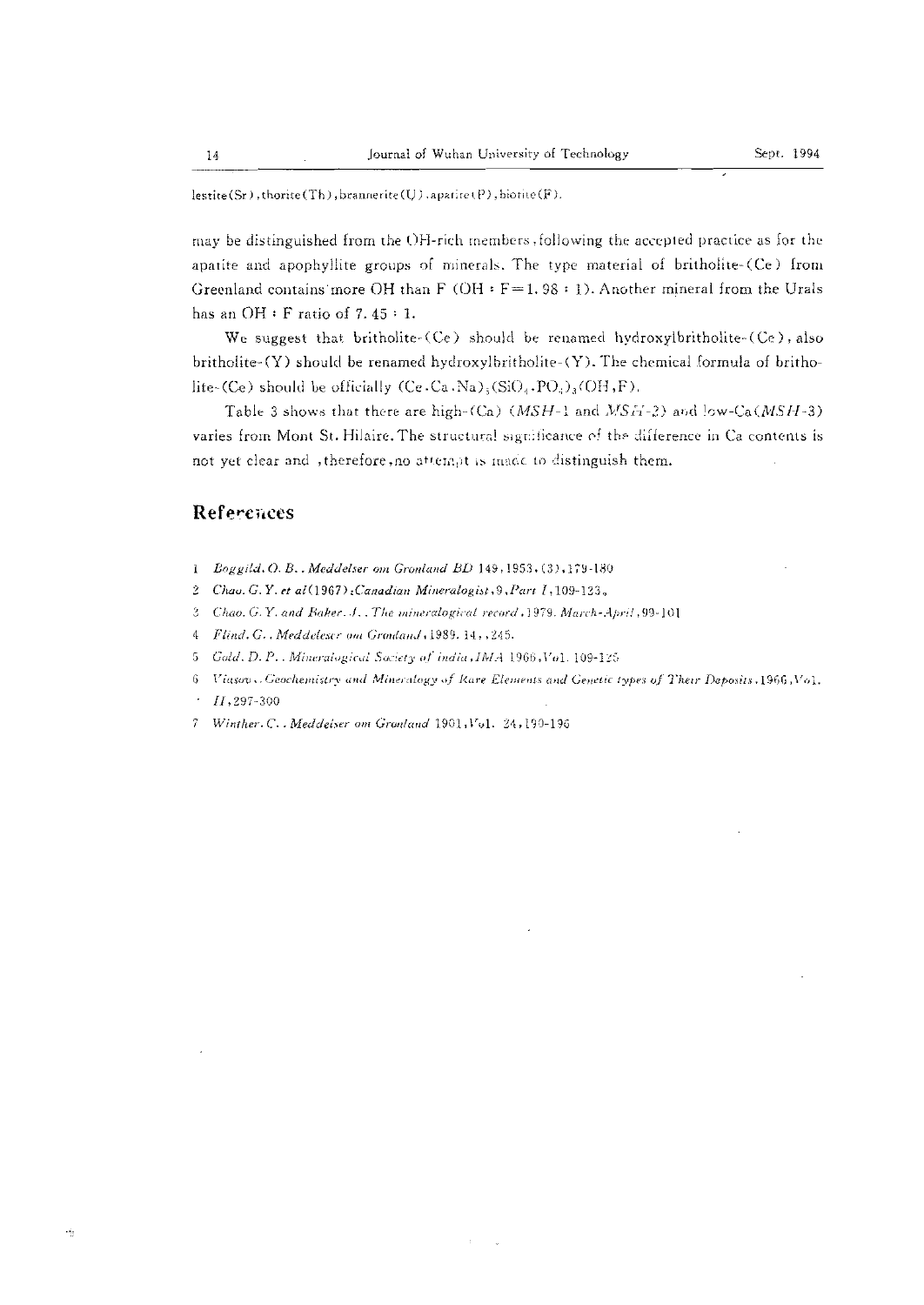lestite(Sr), thorite(Th), brannerite(U), apatite(P), biotite(F).

may be distinguished from the OH-rich members, following the accepted practice as for the apatite and apophyllite groups of minerals. The type material of britholite-(Ce) from Greenland contains more OH than F (OH : F = 1.98 : 1). Another mineral from the Urals has an OH : F ratio of 7.45 : 1.

We suggest that britholite-(Ce) should be renamed hydroxylbritholite-(Ce), also britholite-(Y) should be renamed hydroxylbritholite-(Y). The chemical formula of britholite-(Ce) should be officially $(Ce,Ca,Na)_5(SiO_4,PO_4)_3(OH,F)$.

Table 3 shows that there are high-(Ca) (*MSH*-1 and *MSH*-2) and low-Ca(*MSH*-3) varies from Mont St. Hilaire. The structural significance of the difference in Ca contents is not yet clear and , therefore, no attempt is made to distinguish them.

## References

1 *Bøggild, O. B., Meddelser om Grønland BD* 149, 1953, (3), 179-180

2 *Chao, G. Y. et al*(1967): *Canadian Mineralogist*, 9, *Part I*, 109-123.

3 *Chao, G. Y. and Baker, J., The mineralogical record*, 1979, *March-April*, 99-101

4 *Flind, G., Meddelescr om Grønland*, 1989, 14, , 245.

5 *Gold, D. P., Mineralogical Society of india, IMA* 1966, Vol. 109-125

6 *Vlasov, Geochemistry and Mineralogy of Rare Elements and Genetic types of Their Deposits*, 1966, Vol. *II*, 297-300

7 *Winther, C., Meddelser om Grønland* 1901, Vol. 24, 190-196